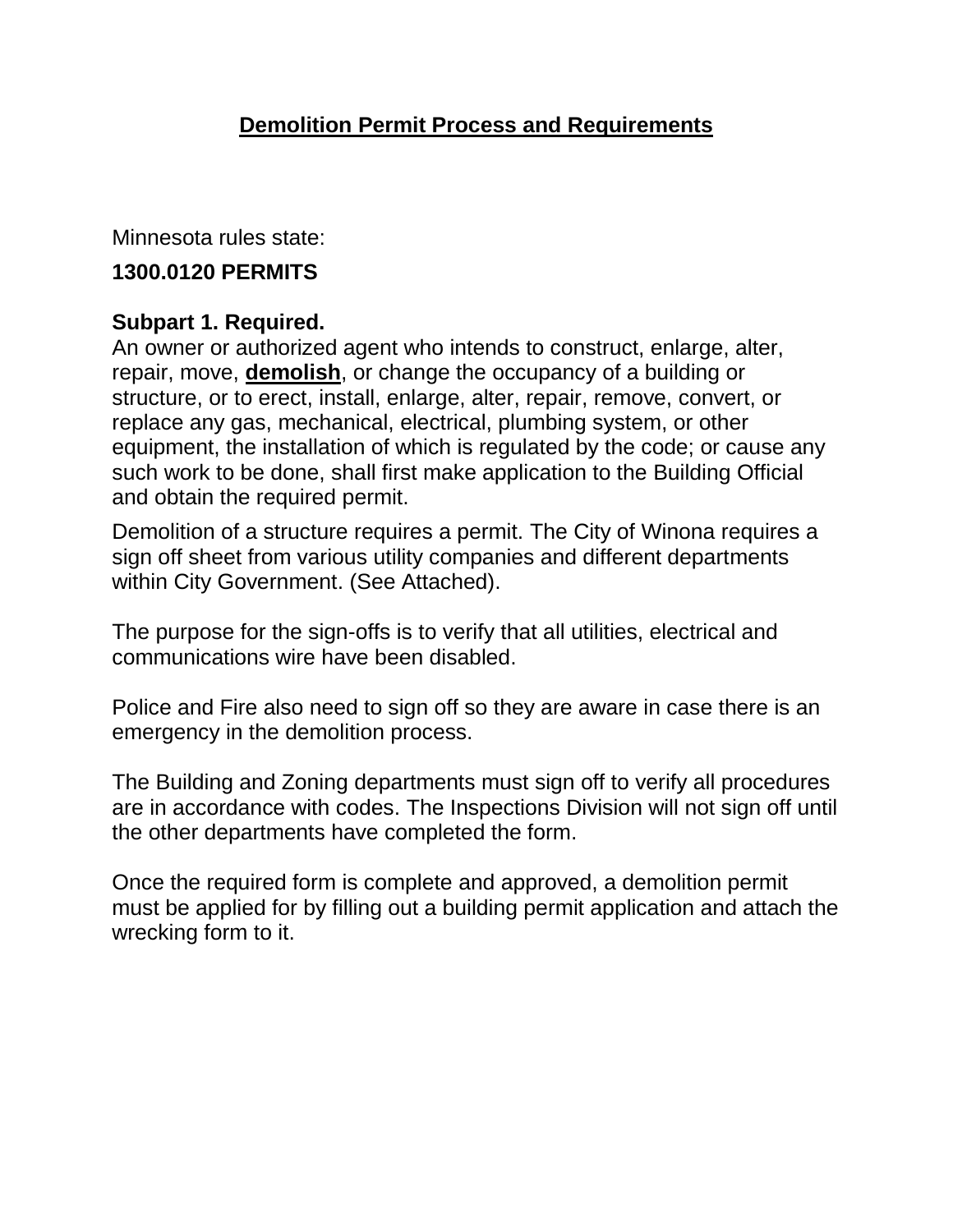# Demolition Permit Process and Requirements

Minnesota rules state:

**1300.0120 PERMITS**

**Subpart 1. Required.**
An owner or authorized agent who intends to construct, enlarge, alter, repair, move, **demolish**, or change the occupancy of a building or structure, or to erect, install, enlarge, alter, repair, remove, convert, or replace any gas, mechanical, electrical, plumbing system, or other equipment, the installation of which is regulated by the code; or cause any such work to be done, shall first make application to the Building Official and obtain the required permit.

Demolition of a structure requires a permit. The City of Winona requires a sign off sheet from various utility companies and different departments within City Government. (See Attached).

The purpose for the sign-offs is to verify that all utilities, electrical and communications wire have been disabled.

Police and Fire also need to sign off so they are aware in case there is an emergency in the demolition process.

The Building and Zoning departments must sign off to verify all procedures are in accordance with codes. The Inspections Division will not sign off until the other departments have completed the form.

Once the required form is complete and approved, a demolition permit must be applied for by filling out a building permit application and attach the wrecking form to it.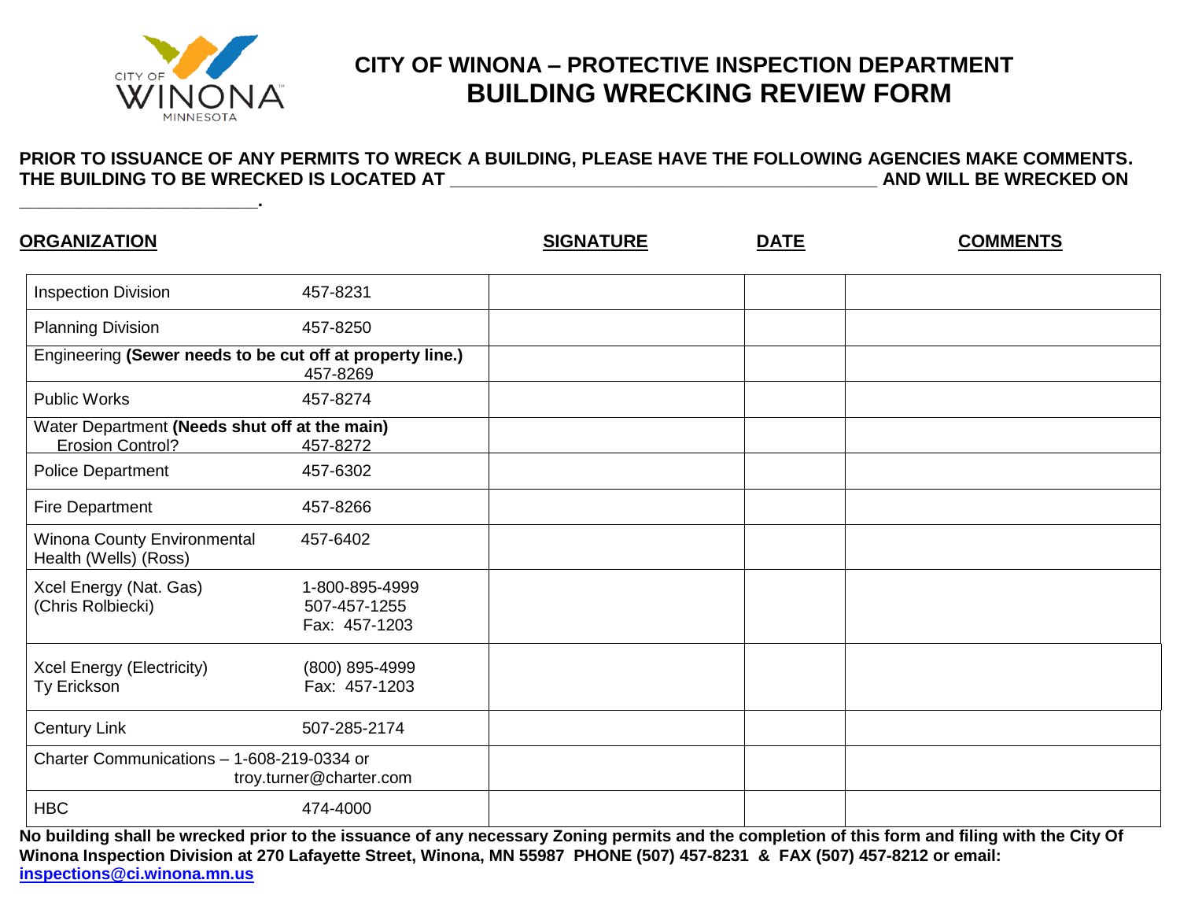# CITY OF WINONA – PROTECTIVE INSPECTION DEPARTMENT

## BUILDING WRECKING REVIEW FORM

**PRIOR TO ISSUANCE OF ANY PERMITS TO WRECK A BUILDING, PLEASE HAVE THE FOLLOWING AGENCIES MAKE COMMENTS. THE BUILDING TO BE WRECKED IS LOCATED AT \_\_\_\_\_\_\_\_\_\_\_\_\_\_\_\_\_\_\_\_\_\_\_\_\_\_\_\_\_\_\_\_\_\_\_\_\_\_\_\_\_\_\_\_ AND WILL BE WRECKED ON \_\_\_\_\_\_\_\_\_\_\_\_\_\_\_\_\_\_\_\_\_\_\_\_.**

| ORGANIZATION | | SIGNATURE | DATE | COMMENTS |
|---|---|---|---|---|
| Inspection Division | 457-8231 | | | |
| Planning Division | 457-8250 | | | |
| Engineering **(Sewer needs to be cut off at property line.)** | 457-8269 | | | |
| Public Works | 457-8274 | | | |
| Water Department **(Needs shut off at the main)** Erosion Control? | 457-8272 | | | |
| Police Department | 457-6302 | | | |
| Fire Department | 457-8266 | | | |
| Winona County Environmental Health (Wells) (Ross) | 457-6402 | | | |
| Xcel Energy (Nat. Gas) (Chris Rolbiecki) | 1-800-895-4999 507-457-1255 Fax: 457-1203 | | | |
| Xcel Energy (Electricity) Ty Erickson | (800) 895-4999 Fax: 457-1203 | | | |
| Century Link | 507-285-2174 | | | |
| Charter Communications – 1-608-219-0334 or troy.turner@charter.com | | | | |
| HBC | 474-4000 | | | |

**No building shall be wrecked prior to the issuance of any necessary Zoning permits and the completion of this form and filing with the City Of Winona Inspection Division at 270 Lafayette Street, Winona, MN 55987 PHONE (507) 457-8231 & FAX (507) 457-8212 or email: inspections@ci.winona.mn.us**